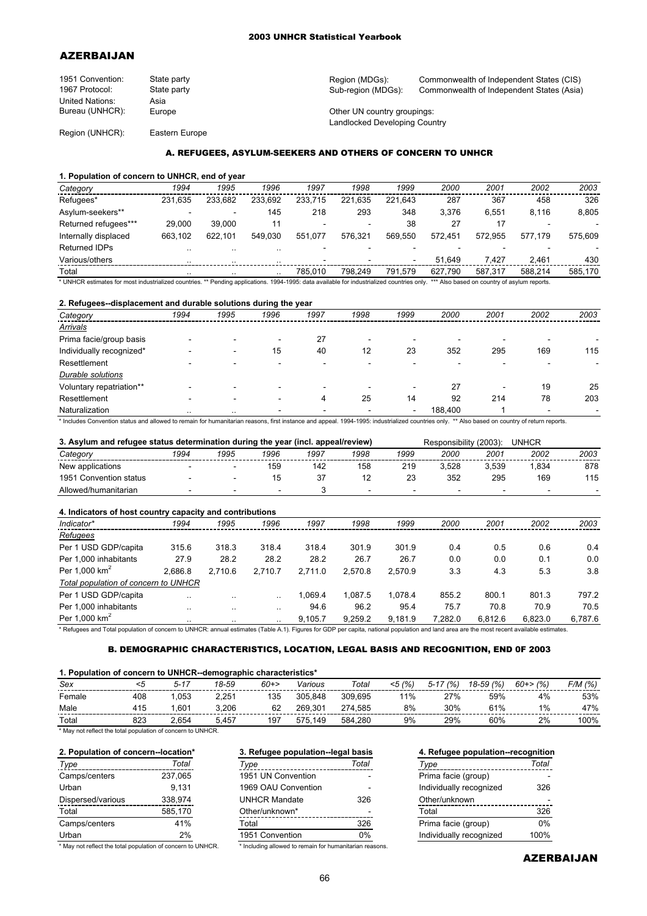# AZERBAIJAN

| | | | |
|---|---|---|---|
| 1951 Convention: | State party | Region (MDGs): | Commonwealth of Independent States (CIS) |
| 1967 Protocol: | State party | Sub-region (MDGs): | Commonwealth of Independent States (Asia) |
| United Nations: | Asia | | |
| Bureau (UNHCR): | Europe | Other UN country groupings: | Landlocked Developing Country |
| Region (UNHCR): | Eastern Europe | | |

## A. REFUGEES, ASYLUM-SEEKERS AND OTHERS OF CONCERN TO UNHCR

### 1. Population of concern to UNHCR, end of year

| Category | 1994 | 1995 | 1996 | 1997 | 1998 | 1999 | 2000 | 2001 | 2002 | 2003 |
|---|---|---|---|---|---|---|---|---|---|---|
| Refugees* | 231,635 | 233,682 | 233,692 | 233,715 | 221,635 | 221,643 | 287 | 367 | 458 | 326 |
| Asylum-seekers** | - | - | 145 | 218 | 293 | 348 | 3,376 | 6,551 | 8,116 | 8,805 |
| Returned refugees*** | 29,000 | 39,000 | 11 | - | - | 38 | 27 | 17 | - | - |
| Internally displaced | 663,102 | 622,101 | 549,030 | 551,077 | 576,321 | 569,550 | 572,451 | 572,955 | 577,179 | 575,609 |
| Returned IDPs | .. | .. | .. | - | - | - | - | - | - | - |
| Various/others | .. | .. | .. | - | - | - | 51,649 | 7,427 | 2,461 | 430 |
| Total | .. | .. | .. | 785,010 | 798,249 | 791,579 | 627,790 | 587,317 | 588,214 | 585,170 |

\* UNHCR estimates for most industrialized countries. ** Pending applications. 1994-1995: data available for industrialized countries only. *** Also based on country of asylum reports.

### 2. Refugees--displacement and durable solutions during the year

| Category | 1994 | 1995 | 1996 | 1997 | 1998 | 1999 | 2000 | 2001 | 2002 | 2003 |
|---|---|---|---|---|---|---|---|---|---|---|
| *Arrivals* | | | | | | | | | | |
| Prima facie/group basis | - | - | - | 27 | - | - | - | - | - | - |
| Individually recognized* | - | - | 15 | 40 | 12 | 23 | 352 | 295 | 169 | 115 |
| Resettlement | - | - | - | - | - | - | - | - | - | - |
| *Durable solutions* | | | | | | | | | | |
| Voluntary repatriation** | - | - | - | - | - | - | 27 | - | 19 | 25 |
| Resettlement | - | - | - | 4 | 25 | 14 | 92 | 214 | 78 | 203 |
| Naturalization | .. | .. | - | - | - | - | 188,400 | 1 | - | - |

\* Includes Convention status and allowed to remain for humanitarian reasons, first instance and appeal. 1994-1995: industrialized countries only. ** Also based on country of return reports.

### 3. Asylum and refugee status determination during the year (incl. appeal/review)

Responsibility (2003): UNHCR

| Category | 1994 | 1995 | 1996 | 1997 | 1998 | 1999 | 2000 | 2001 | 2002 | 2003 |
|---|---|---|---|---|---|---|---|---|---|---|
| New applications | - | - | 159 | 142 | 158 | 219 | 3,528 | 3,539 | 1,834 | 878 |
| 1951 Convention status | - | - | 15 | 37 | 12 | 23 | 352 | 295 | 169 | 115 |
| Allowed/humanitarian | - | - | - | 3 | - | - | - | - | - | - |

### 4. Indicators of host country capacity and contributions

| Indicator* | 1994 | 1995 | 1996 | 1997 | 1998 | 1999 | 2000 | 2001 | 2002 | 2003 |
|---|---|---|---|---|---|---|---|---|---|---|
| *Refugees* | | | | | | | | | | |
| Per 1 USD GDP/capita | 315.6 | 318.3 | 318.4 | 318.4 | 301.9 | 301.9 | 0.4 | 0.5 | 0.6 | 0.4 |
| Per 1,000 inhabitants | 27.9 | 28.2 | 28.2 | 28.2 | 26.7 | 26.7 | 0.0 | 0.0 | 0.1 | 0.0 |
| Per 1,000 $km^2$ | 2,686.8 | 2,710.6 | 2,710.7 | 2,711.0 | 2,570.8 | 2,570.9 | 3.3 | 4.3 | 5.3 | 3.8 |
| *Total population of concern to UNHCR* | | | | | | | | | | |
| Per 1 USD GDP/capita | .. | .. | .. | 1,069.4 | 1,087.5 | 1,078.4 | 855.2 | 800.1 | 801.3 | 797.2 |
| Per 1,000 inhabitants | .. | .. | .. | 94.6 | 96.2 | 95.4 | 75.7 | 70.8 | 70.9 | 70.5 |
| Per 1,000 $km^2$ | .. | .. | .. | 9,105.7 | 9,259.2 | 9,181.9 | 7,282.0 | 6,812.6 | 6,823.0 | 6,787.6 |

\* Refugees and Total population of concern to UNHCR: annual estimates (Table A.1). Figures for GDP per capita, national population and land area are the most recent available estimates.

## B. DEMOGRAPHIC CHARACTERISTICS, LOCATION, LEGAL BASIS AND RECOGNITION, END 0F 2003

### 1. Population of concern to UNHCR--demographic characteristics*

| Sex | <5 | 5-17 | 18-59 | 60+> | Various | Total | <5 (%) | 5-17 (%) | 18-59 (%) | 60+> (%) | F/M (%) |
|---|---|---|---|---|---|---|---|---|---|---|---|
| Female | 408 | 1,053 | 2,251 | 135 | 305,848 | 309,695 | 11% | 27% | 59% | 4% | 53% |
| Male | 415 | 1,601 | 3,206 | 62 | 269,301 | 274,585 | 8% | 30% | 61% | 1% | 47% |
| Total | 823 | 2,654 | 5,457 | 197 | 575,149 | 584,280 | 9% | 29% | 60% | 2% | 100% |

\* May not reflect the total population of concern to UNHCR.

### 2. Population of concern--location*

| Type | Total |
|---|---|
| Camps/centers | 237,065 |
| Urban | 9,131 |
| Dispersed/various | 338,974 |
| Total | 585,170 |
| Camps/centers | 41% |
| Urban | 2% |

\* May not reflect the total population of concern to UNHCR.

### 3. Refugee population--legal basis

| Type | Total |
|---|---|
| 1951 UN Convention | - |
| 1969 OAU Convention | - |
| UNHCR Mandate | 326 |
| Other/unknown* | - |
| Total | 326 |
| 1951 Convention | 0% |

\* Including allowed to remain for humanitarian reasons.

### 4. Refugee population--recognition

| Type | Total |
|---|---|
| Prima facie (group) | - |
| Individually recognized | 326 |
| Other/unknown | - |
| Total | 326 |
| Prima facie (group) | 0% |
| Individually recognized | 100% |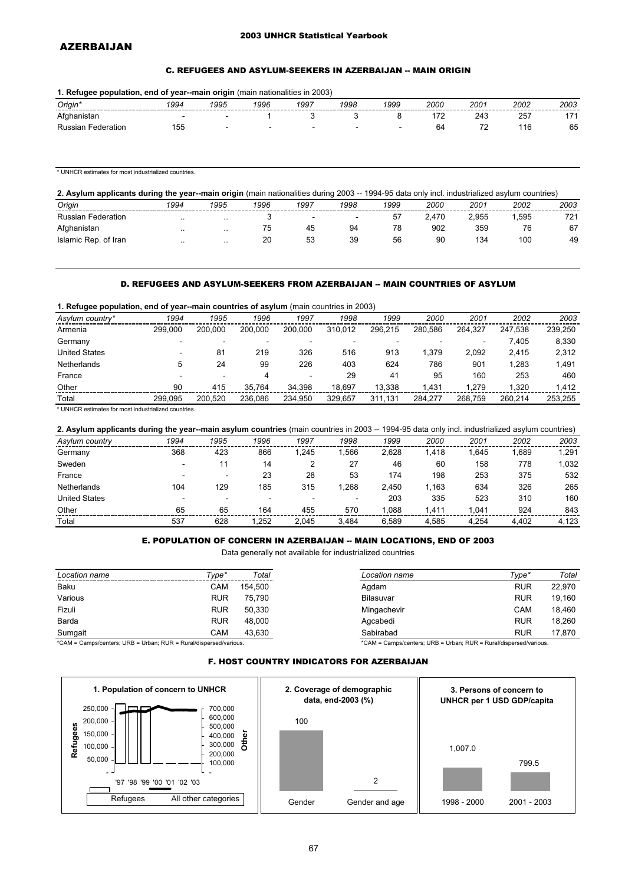# AZERBAIJAN

## C. REFUGEES AND ASYLUM-SEEKERS IN AZERBAIJAN -- MAIN ORIGIN

**1. Refugee population, end of year--main origin** (main nationalities in 2003)

| Origin* | 1994 | 1995 | 1996 | 1997 | 1998 | 1999 | 2000 | 2001 | 2002 | 2003 |
|---|---|---|---|---|---|---|---|---|---|---|
| Afghanistan | - | - | 1 | 3 | 3 | 8 | 172 | 243 | 257 | 171 |
| Russian Federation | 155 | - | - | - | - | - | 64 | 72 | 116 | 65 |

\* UNHCR estimates for most industrialized countries.

**2. Asylum applicants during the year--main origin** (main nationalities during 2003 -- 1994-95 data only incl. industrialized asylum countries)

| Origin | 1994 | 1995 | 1996 | 1997 | 1998 | 1999 | 2000 | 2001 | 2002 | 2003 |
|---|---|---|---|---|---|---|---|---|---|---|
| Russian Federation | .. | .. | 3 | - | - | 57 | 2,470 | 2,955 | 1,595 | 721 |
| Afghanistan | .. | .. | 75 | 45 | 94 | 78 | 902 | 359 | 76 | 67 |
| Islamic Rep. of Iran | .. | .. | 20 | 53 | 39 | 56 | 90 | 134 | 100 | 49 |

## D. REFUGEES AND ASYLUM-SEEKERS FROM AZERBAIJAN -- MAIN COUNTRIES OF ASYLUM

**1. Refugee population, end of year--main countries of asylum** (main countries in 2003)

| Asylum country* | 1994 | 1995 | 1996 | 1997 | 1998 | 1999 | 2000 | 2001 | 2002 | 2003 |
|---|---|---|---|---|---|---|---|---|---|---|
| Armenia | 299,000 | 200,000 | 200,000 | 200,000 | 310,012 | 296,215 | 280,586 | 264,327 | 247,538 | 239,250 |
| Germany | - | - | - | - | - | - | - | - | 7,405 | 8,330 |
| United States | - | 81 | 219 | 326 | 516 | 913 | 1,379 | 2,092 | 2,415 | 2,312 |
| Netherlands | 5 | 24 | 99 | 226 | 403 | 624 | 786 | 901 | 1,283 | 1,491 |
| France | - | - | 4 | - | 29 | 41 | 95 | 160 | 253 | 460 |
| Other | 90 | 415 | 35,764 | 34,398 | 18,697 | 13,338 | 1,431 | 1,279 | 1,320 | 1,412 |
| Total | 299,095 | 200,520 | 236,086 | 234,950 | 329,657 | 311,131 | 284,277 | 268,759 | 260,214 | 253,255 |

\* UNHCR estimates for most industrialized countries.

**2. Asylum applicants during the year--main asylum countries** (main countries in 2003 -- 1994-95 data only incl. industrialized asylum countries)

| Asylum country | 1994 | 1995 | 1996 | 1997 | 1998 | 1999 | 2000 | 2001 | 2002 | 2003 |
|---|---|---|---|---|---|---|---|---|---|---|
| Germany | 368 | 423 | 866 | 1,245 | 1,566 | 2,628 | 1,418 | 1,645 | 1,689 | 1,291 |
| Sweden | - | 11 | 14 | 2 | 27 | 46 | 60 | 158 | 778 | 1,032 |
| France | - | - | 23 | 28 | 53 | 174 | 198 | 253 | 375 | 532 |
| Netherlands | 104 | 129 | 185 | 315 | 1,268 | 2,450 | 1,163 | 634 | 326 | 265 |
| United States | - | - | - | - | - | 203 | 335 | 523 | 310 | 160 |
| Other | 65 | 65 | 164 | 455 | 570 | 1,088 | 1,411 | 1,041 | 924 | 843 |
| Total | 537 | 628 | 1,252 | 2,045 | 3,484 | 6,589 | 4,585 | 4,254 | 4,402 | 4,123 |

## E. POPULATION OF CONCERN IN AZERBAIJAN -- MAIN LOCATIONS, END OF 2003

Data generally not available for industrialized countries

| Location name | Type* | Total |
|---|---|---|
| Baku | CAM | 154,500 |
| Various | RUR | 75,790 |
| Fizuli | RUR | 50,330 |
| Barda | RUR | 48,000 |
| Sumgait | CAM | 43,630 |
| Agdam | RUR | 22,970 |
| Bilasuvar | RUR | 19,160 |
| Mingachevir | CAM | 18,460 |
| Agcabedi | RUR | 18,260 |
| Sabirabad | RUR | 17,870 |

\*CAM = Camps/centers; URB = Urban; RUR = Rural/dispersed/various.

## F. HOST COUNTRY INDICATORS FOR AZERBAIJAN

1. Population of concern to UNHCR

Refugees

250,000
200,000
150,000
100,000
50,000
-

Other

700,000
600,000
500,000
400,000
300,000
200,000
100,000
-

'97 '98 '99 '00 '01 '02 '03

Refugees — All other categories

2. Coverage of demographic data, end-2003 (%)

100
2

Gender — Gender and age

3. Persons of concern to UNHCR per 1 USD GDP/capita

1,007.0
799.5

1998 - 2000 — 2001 - 2003